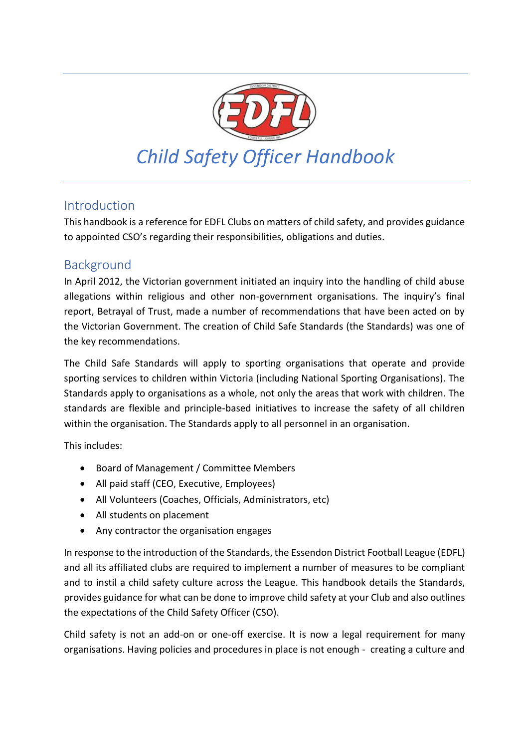# Child Safety Officer Handbook

## Introduction

This handbook is a reference for EDFL Clubs on matters of child safety, and provides guidance to appointed CSO's regarding their responsibilities, obligations and duties.

## Background

In April 2012, the Victorian government initiated an inquiry into the handling of child abuse allegations within religious and other non-government organisations. The inquiry's final report, Betrayal of Trust, made a number of recommendations that have been acted on by the Victorian Government. The creation of Child Safe Standards (the Standards) was one of the key recommendations.

The Child Safe Standards will apply to sporting organisations that operate and provide sporting services to children within Victoria (including National Sporting Organisations). The Standards apply to organisations as a whole, not only the areas that work with children. The standards are flexible and principle-based initiatives to increase the safety of all children within the organisation. The Standards apply to all personnel in an organisation.

This includes:

- Board of Management / Committee Members
- All paid staff (CEO, Executive, Employees)
- All Volunteers (Coaches, Officials, Administrators, etc)
- All students on placement
- Any contractor the organisation engages

In response to the introduction of the Standards, the Essendon District Football League (EDFL) and all its affiliated clubs are required to implement a number of measures to be compliant and to instil a child safety culture across the League. This handbook details the Standards, provides guidance for what can be done to improve child safety at your Club and also outlines the expectations of the Child Safety Officer (CSO).

Child safety is not an add-on or one-off exercise. It is now a legal requirement for many organisations. Having policies and procedures in place is not enough - creating a culture and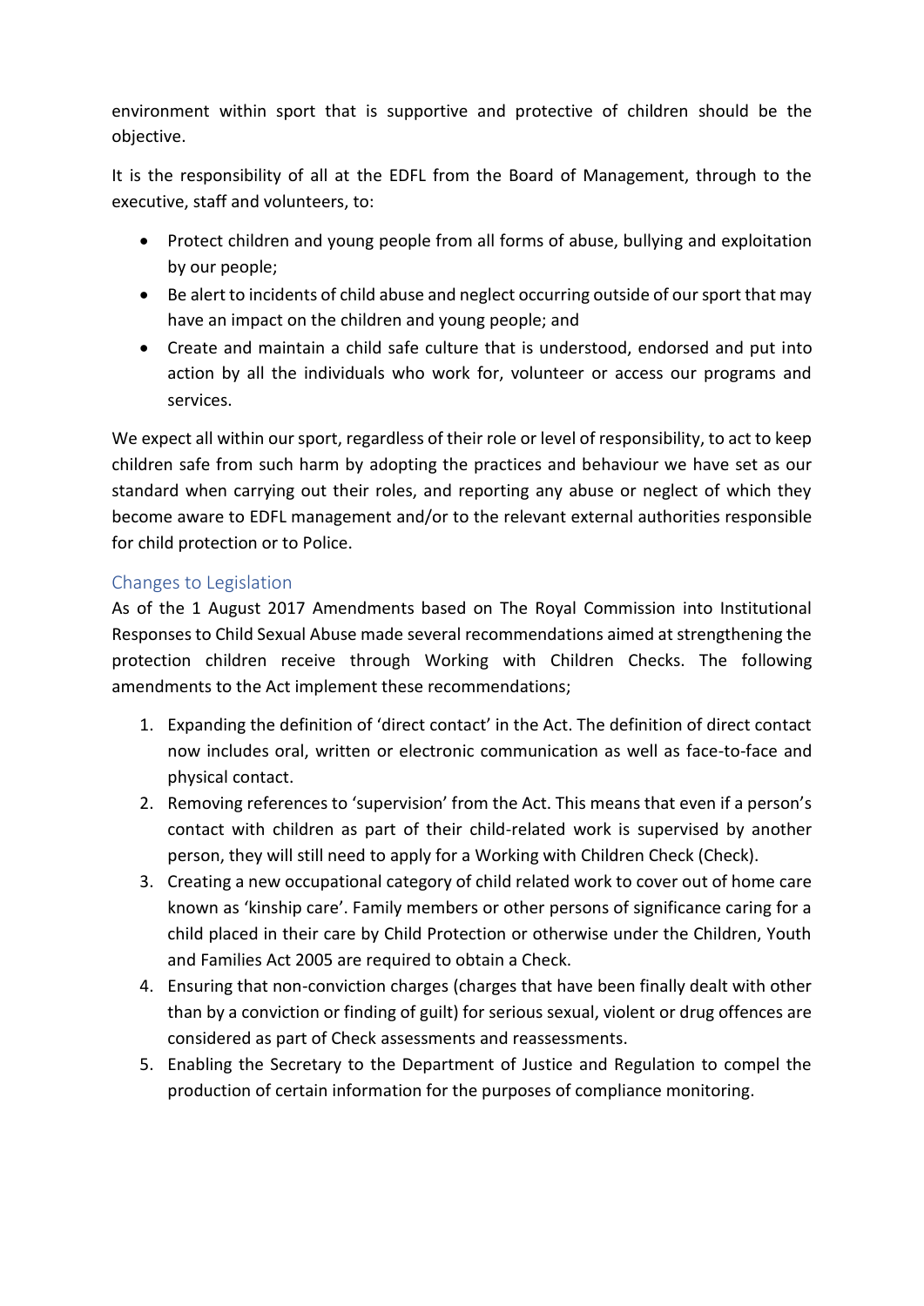environment within sport that is supportive and protective of children should be the objective.

It is the responsibility of all at the EDFL from the Board of Management, through to the executive, staff and volunteers, to:

- Protect children and young people from all forms of abuse, bullying and exploitation by our people;
- Be alert to incidents of child abuse and neglect occurring outside of our sport that may have an impact on the children and young people; and
- Create and maintain a child safe culture that is understood, endorsed and put into action by all the individuals who work for, volunteer or access our programs and services.

We expect all within our sport, regardless of their role or level of responsibility, to act to keep children safe from such harm by adopting the practices and behaviour we have set as our standard when carrying out their roles, and reporting any abuse or neglect of which they become aware to EDFL management and/or to the relevant external authorities responsible for child protection or to Police.

## Changes to Legislation

As of the 1 August 2017 Amendments based on The Royal Commission into Institutional Responses to Child Sexual Abuse made several recommendations aimed at strengthening the protection children receive through Working with Children Checks. The following amendments to the Act implement these recommendations;

1. Expanding the definition of 'direct contact' in the Act. The definition of direct contact now includes oral, written or electronic communication as well as face-to-face and physical contact.
2. Removing references to 'supervision' from the Act. This means that even if a person's contact with children as part of their child-related work is supervised by another person, they will still need to apply for a Working with Children Check (Check).
3. Creating a new occupational category of child related work to cover out of home care known as 'kinship care'. Family members or other persons of significance caring for a child placed in their care by Child Protection or otherwise under the Children, Youth and Families Act 2005 are required to obtain a Check.
4. Ensuring that non-conviction charges (charges that have been finally dealt with other than by a conviction or finding of guilt) for serious sexual, violent or drug offences are considered as part of Check assessments and reassessments.
5. Enabling the Secretary to the Department of Justice and Regulation to compel the production of certain information for the purposes of compliance monitoring.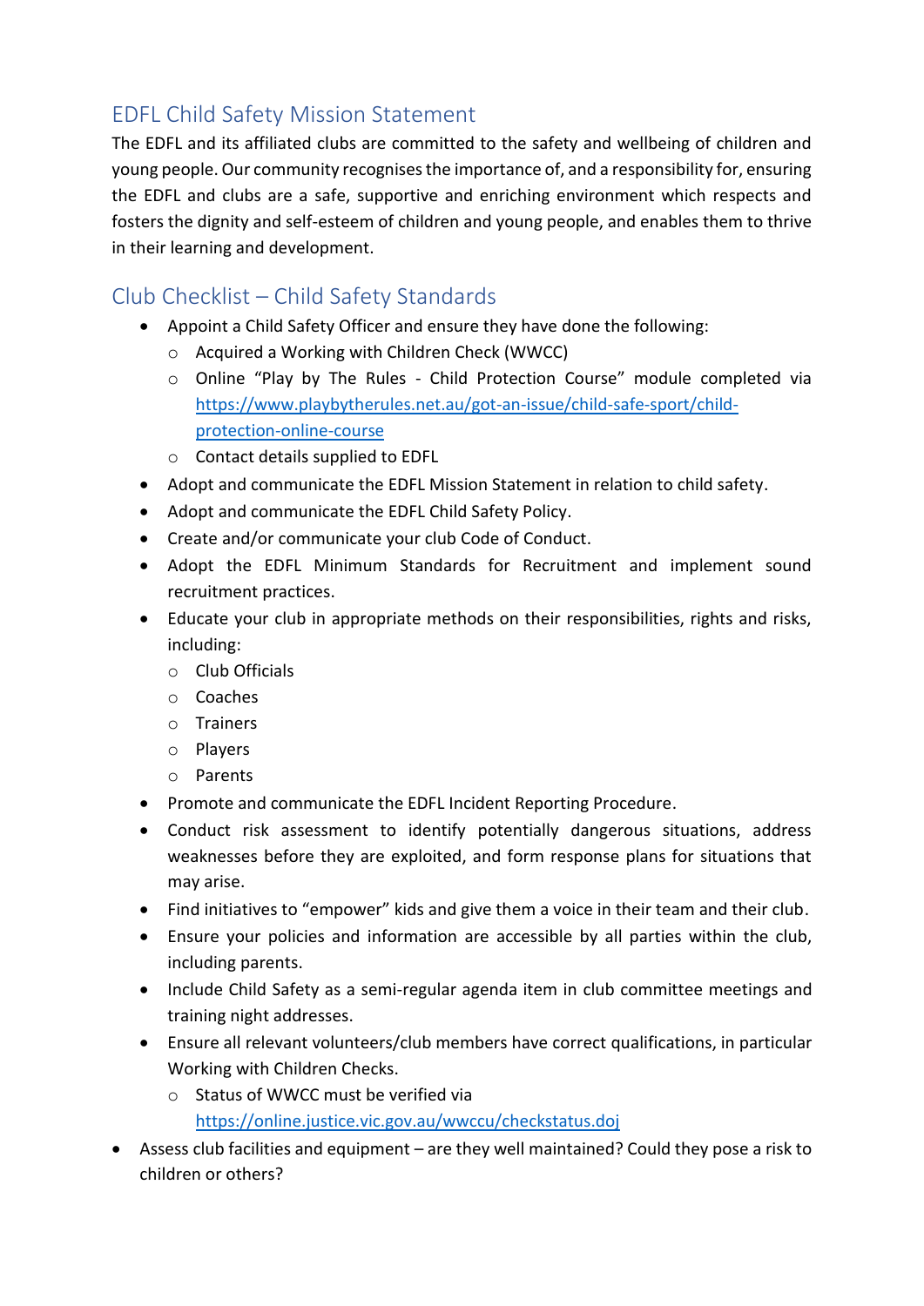## EDFL Child Safety Mission Statement

The EDFL and its affiliated clubs are committed to the safety and wellbeing of children and young people. Our community recognises the importance of, and a responsibility for, ensuring the EDFL and clubs are a safe, supportive and enriching environment which respects and fosters the dignity and self-esteem of children and young people, and enables them to thrive in their learning and development.

## Club Checklist – Child Safety Standards

- Appoint a Child Safety Officer and ensure they have done the following:
  - Acquired a Working with Children Check (WWCC)
  - Online "Play by The Rules - Child Protection Course" module completed via https://www.playbytherules.net.au/got-an-issue/child-safe-sport/child-protection-online-course
  - Contact details supplied to EDFL
- Adopt and communicate the EDFL Mission Statement in relation to child safety.
- Adopt and communicate the EDFL Child Safety Policy.
- Create and/or communicate your club Code of Conduct.
- Adopt the EDFL Minimum Standards for Recruitment and implement sound recruitment practices.
- Educate your club in appropriate methods on their responsibilities, rights and risks, including:
  - Club Officials
  - Coaches
  - Trainers
  - Players
  - Parents
- Promote and communicate the EDFL Incident Reporting Procedure.
- Conduct risk assessment to identify potentially dangerous situations, address weaknesses before they are exploited, and form response plans for situations that may arise.
- Find initiatives to "empower" kids and give them a voice in their team and their club.
- Ensure your policies and information are accessible by all parties within the club, including parents.
- Include Child Safety as a semi-regular agenda item in club committee meetings and training night addresses.
- Ensure all relevant volunteers/club members have correct qualifications, in particular Working with Children Checks.
  - Status of WWCC must be verified via https://online.justice.vic.gov.au/wwccu/checkstatus.doj
- Assess club facilities and equipment – are they well maintained? Could they pose a risk to children or others?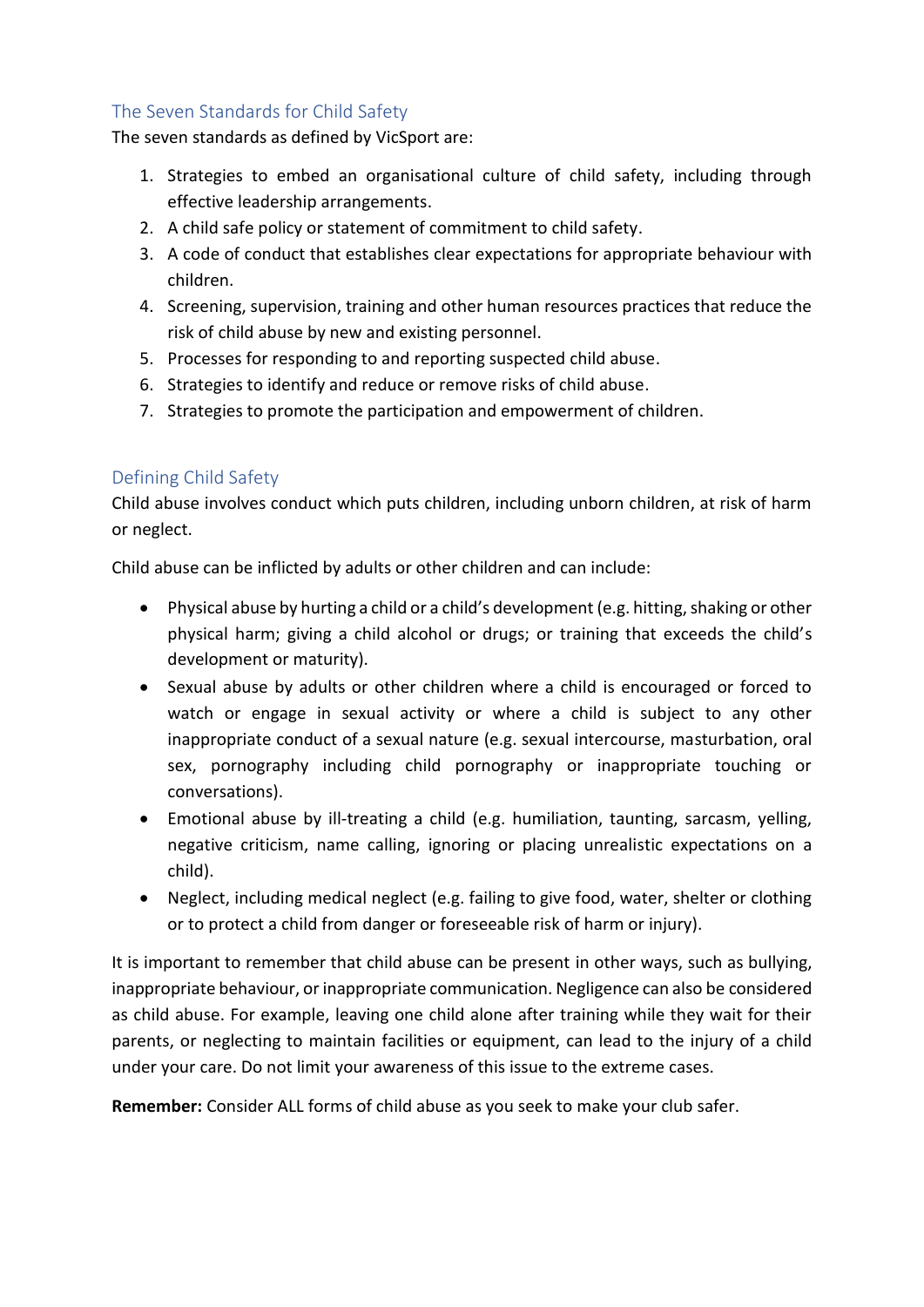## The Seven Standards for Child Safety

The seven standards as defined by VicSport are:

1. Strategies to embed an organisational culture of child safety, including through effective leadership arrangements.
2. A child safe policy or statement of commitment to child safety.
3. A code of conduct that establishes clear expectations for appropriate behaviour with children.
4. Screening, supervision, training and other human resources practices that reduce the risk of child abuse by new and existing personnel.
5. Processes for responding to and reporting suspected child abuse.
6. Strategies to identify and reduce or remove risks of child abuse.
7. Strategies to promote the participation and empowerment of children.

## Defining Child Safety

Child abuse involves conduct which puts children, including unborn children, at risk of harm or neglect.

Child abuse can be inflicted by adults or other children and can include:

- Physical abuse by hurting a child or a child's development (e.g. hitting, shaking or other physical harm; giving a child alcohol or drugs; or training that exceeds the child's development or maturity).
- Sexual abuse by adults or other children where a child is encouraged or forced to watch or engage in sexual activity or where a child is subject to any other inappropriate conduct of a sexual nature (e.g. sexual intercourse, masturbation, oral sex, pornography including child pornography or inappropriate touching or conversations).
- Emotional abuse by ill-treating a child (e.g. humiliation, taunting, sarcasm, yelling, negative criticism, name calling, ignoring or placing unrealistic expectations on a child).
- Neglect, including medical neglect (e.g. failing to give food, water, shelter or clothing or to protect a child from danger or foreseeable risk of harm or injury).

It is important to remember that child abuse can be present in other ways, such as bullying, inappropriate behaviour, or inappropriate communication. Negligence can also be considered as child abuse. For example, leaving one child alone after training while they wait for their parents, or neglecting to maintain facilities or equipment, can lead to the injury of a child under your care. Do not limit your awareness of this issue to the extreme cases.

**Remember:** Consider ALL forms of child abuse as you seek to make your club safer.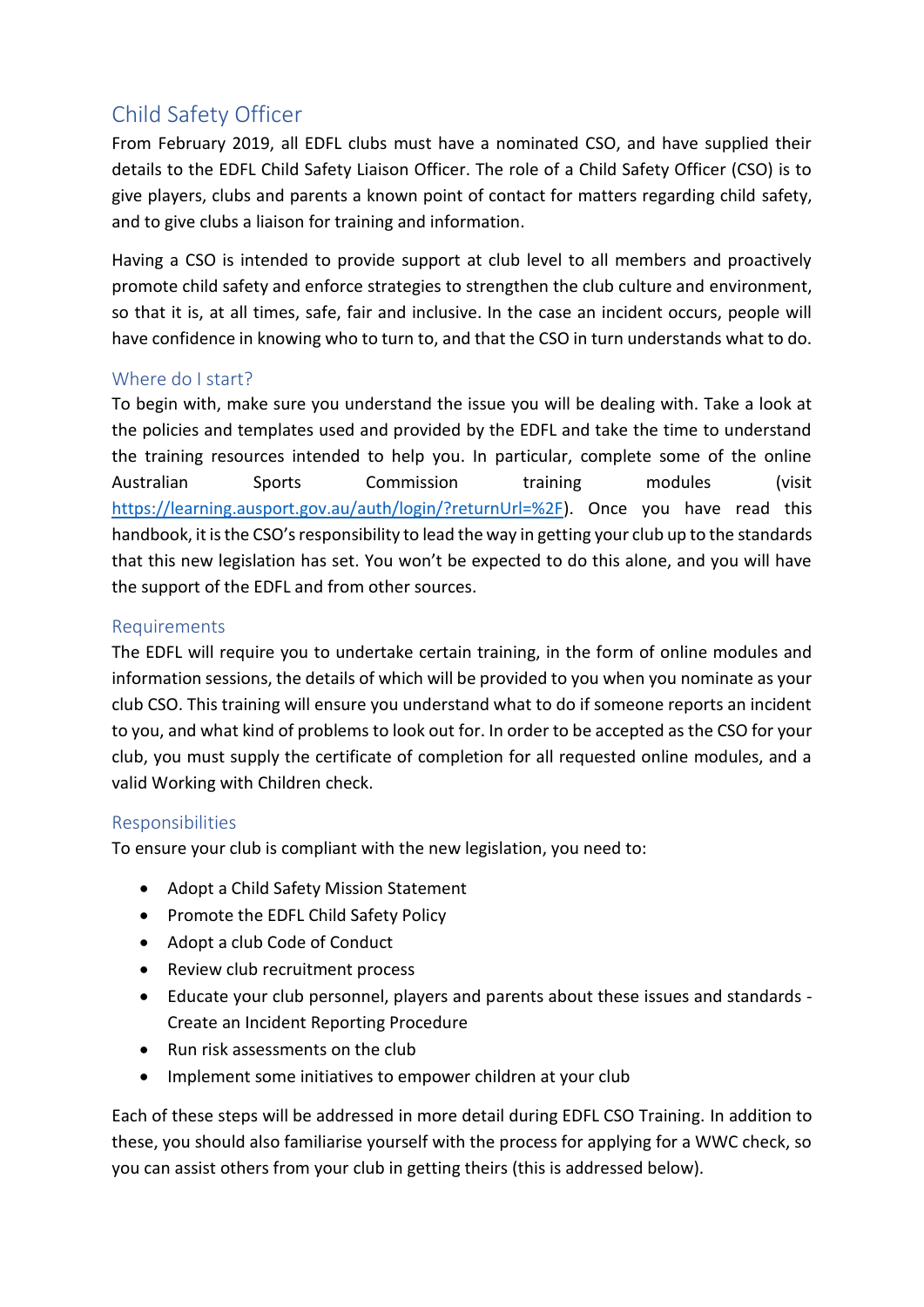## Child Safety Officer

From February 2019, all EDFL clubs must have a nominated CSO, and have supplied their details to the EDFL Child Safety Liaison Officer. The role of a Child Safety Officer (CSO) is to give players, clubs and parents a known point of contact for matters regarding child safety, and to give clubs a liaison for training and information.

Having a CSO is intended to provide support at club level to all members and proactively promote child safety and enforce strategies to strengthen the club culture and environment, so that it is, at all times, safe, fair and inclusive. In the case an incident occurs, people will have confidence in knowing who to turn to, and that the CSO in turn understands what to do.

### Where do I start?

To begin with, make sure you understand the issue you will be dealing with. Take a look at the policies and templates used and provided by the EDFL and take the time to understand the training resources intended to help you. In particular, complete some of the online Australian Sports Commission training modules (visit https://learning.ausport.gov.au/auth/login/?returnUrl=%2F). Once you have read this handbook, it is the CSO's responsibility to lead the way in getting your club up to the standards that this new legislation has set. You won't be expected to do this alone, and you will have the support of the EDFL and from other sources.

### Requirements

The EDFL will require you to undertake certain training, in the form of online modules and information sessions, the details of which will be provided to you when you nominate as your club CSO. This training will ensure you understand what to do if someone reports an incident to you, and what kind of problems to look out for. In order to be accepted as the CSO for your club, you must supply the certificate of completion for all requested online modules, and a valid Working with Children check.

### Responsibilities

To ensure your club is compliant with the new legislation, you need to:

- Adopt a Child Safety Mission Statement
- Promote the EDFL Child Safety Policy
- Adopt a club Code of Conduct
- Review club recruitment process
- Educate your club personnel, players and parents about these issues and standards - Create an Incident Reporting Procedure
- Run risk assessments on the club
- Implement some initiatives to empower children at your club

Each of these steps will be addressed in more detail during EDFL CSO Training. In addition to these, you should also familiarise yourself with the process for applying for a WWC check, so you can assist others from your club in getting theirs (this is addressed below).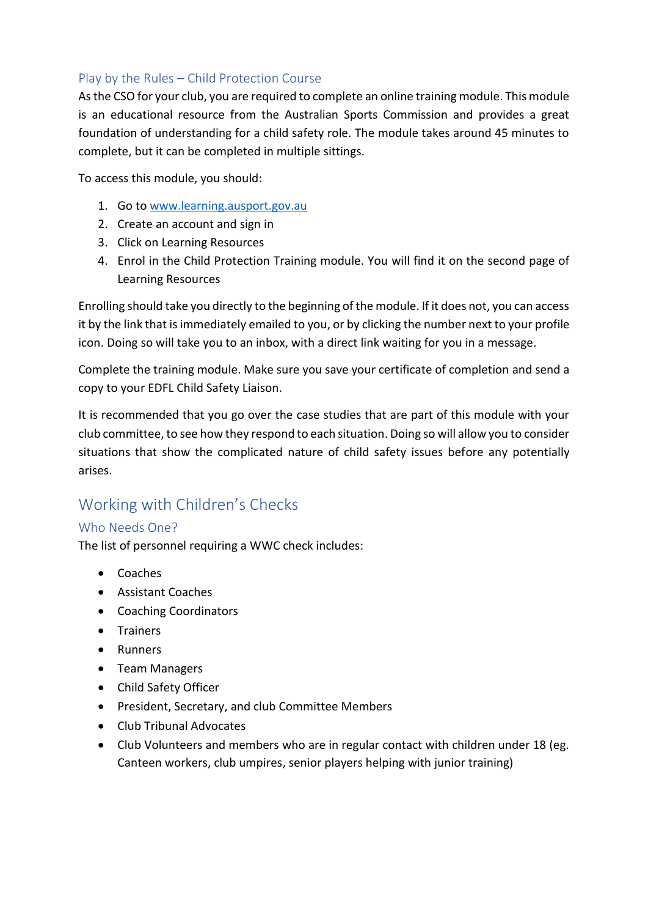### Play by the Rules – Child Protection Course

As the CSO for your club, you are required to complete an online training module. This module is an educational resource from the Australian Sports Commission and provides a great foundation of understanding for a child safety role. The module takes around 45 minutes to complete, but it can be completed in multiple sittings.

To access this module, you should:

1. Go to [www.learning.ausport.gov.au](www.learning.ausport.gov.au)
2. Create an account and sign in
3. Click on Learning Resources
4. Enrol in the Child Protection Training module. You will find it on the second page of Learning Resources

Enrolling should take you directly to the beginning of the module. If it does not, you can access it by the link that is immediately emailed to you, or by clicking the number next to your profile icon. Doing so will take you to an inbox, with a direct link waiting for you in a message.

Complete the training module. Make sure you save your certificate of completion and send a copy to your EDFL Child Safety Liaison.

It is recommended that you go over the case studies that are part of this module with your club committee, to see how they respond to each situation. Doing so will allow you to consider situations that show the complicated nature of child safety issues before any potentially arises.

## Working with Children's Checks

### Who Needs One?

The list of personnel requiring a WWC check includes:

- Coaches
- Assistant Coaches
- Coaching Coordinators
- Trainers
- Runners
- Team Managers
- Child Safety Officer
- President, Secretary, and club Committee Members
- Club Tribunal Advocates
- Club Volunteers and members who are in regular contact with children under 18 (eg. Canteen workers, club umpires, senior players helping with junior training)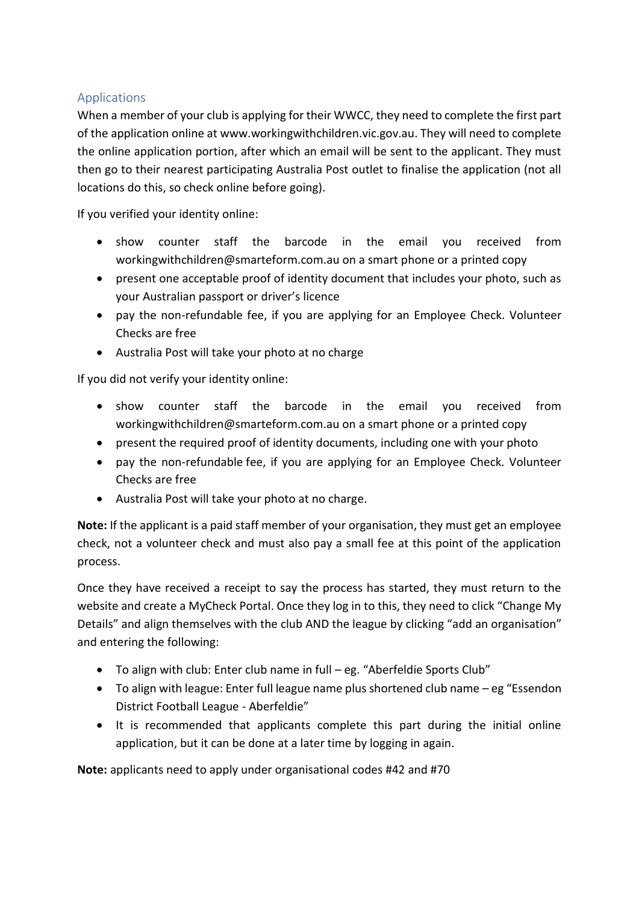## Applications

When a member of your club is applying for their WWCC, they need to complete the first part of the application online at www.workingwithchildren.vic.gov.au. They will need to complete the online application portion, after which an email will be sent to the applicant. They must then go to their nearest participating Australia Post outlet to finalise the application (not all locations do this, so check online before going).

If you verified your identity online:

- show counter staff the barcode in the email you received from workingwithchildren@smarteform.com.au on a smart phone or a printed copy
- present one acceptable proof of identity document that includes your photo, such as your Australian passport or driver's licence
- pay the non-refundable fee, if you are applying for an Employee Check. Volunteer Checks are free
- Australia Post will take your photo at no charge

If you did not verify your identity online:

- show counter staff the barcode in the email you received from workingwithchildren@smarteform.com.au on a smart phone or a printed copy
- present the required proof of identity documents, including one with your photo
- pay the non-refundable fee, if you are applying for an Employee Check. Volunteer Checks are free
- Australia Post will take your photo at no charge.

**Note:** If the applicant is a paid staff member of your organisation, they must get an employee check, not a volunteer check and must also pay a small fee at this point of the application process.

Once they have received a receipt to say the process has started, they must return to the website and create a MyCheck Portal. Once they log in to this, they need to click "Change My Details" and align themselves with the club AND the league by clicking "add an organisation" and entering the following:

- To align with club: Enter club name in full – eg. "Aberfeldie Sports Club"
- To align with league: Enter full league name plus shortened club name – eg "Essendon District Football League - Aberfeldie"
- It is recommended that applicants complete this part during the initial online application, but it can be done at a later time by logging in again.

**Note:** applicants need to apply under organisational codes #42 and #70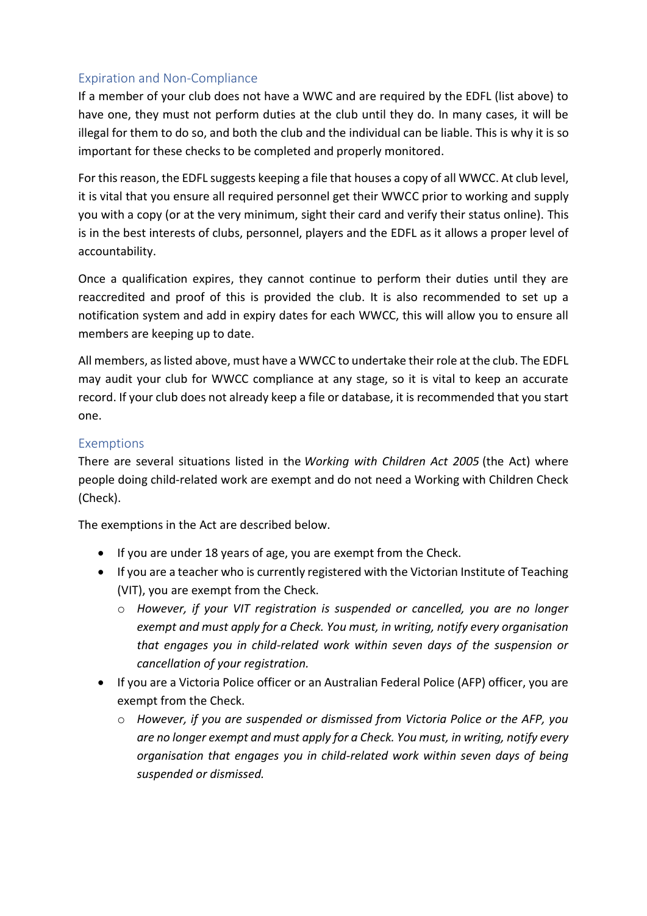## Expiration and Non-Compliance

If a member of your club does not have a WWC and are required by the EDFL (list above) to have one, they must not perform duties at the club until they do. In many cases, it will be illegal for them to do so, and both the club and the individual can be liable. This is why it is so important for these checks to be completed and properly monitored.

For this reason, the EDFL suggests keeping a file that houses a copy of all WWCC. At club level, it is vital that you ensure all required personnel get their WWCC prior to working and supply you with a copy (or at the very minimum, sight their card and verify their status online). This is in the best interests of clubs, personnel, players and the EDFL as it allows a proper level of accountability.

Once a qualification expires, they cannot continue to perform their duties until they are reaccredited and proof of this is provided the club. It is also recommended to set up a notification system and add in expiry dates for each WWCC, this will allow you to ensure all members are keeping up to date.

All members, as listed above, must have a WWCC to undertake their role at the club. The EDFL may audit your club for WWCC compliance at any stage, so it is vital to keep an accurate record. If your club does not already keep a file or database, it is recommended that you start one.

## Exemptions

There are several situations listed in the *Working with Children Act 2005* (the Act) where people doing child-related work are exempt and do not need a Working with Children Check (Check).

The exemptions in the Act are described below.

- If you are under 18 years of age, you are exempt from the Check.
- If you are a teacher who is currently registered with the Victorian Institute of Teaching (VIT), you are exempt from the Check.
    - *However, if your VIT registration is suspended or cancelled, you are no longer exempt and must apply for a Check. You must, in writing, notify every organisation that engages you in child-related work within seven days of the suspension or cancellation of your registration.*
- If you are a Victoria Police officer or an Australian Federal Police (AFP) officer, you are exempt from the Check.
    - *However, if you are suspended or dismissed from Victoria Police or the AFP, you are no longer exempt and must apply for a Check. You must, in writing, notify every organisation that engages you in child-related work within seven days of being suspended or dismissed.*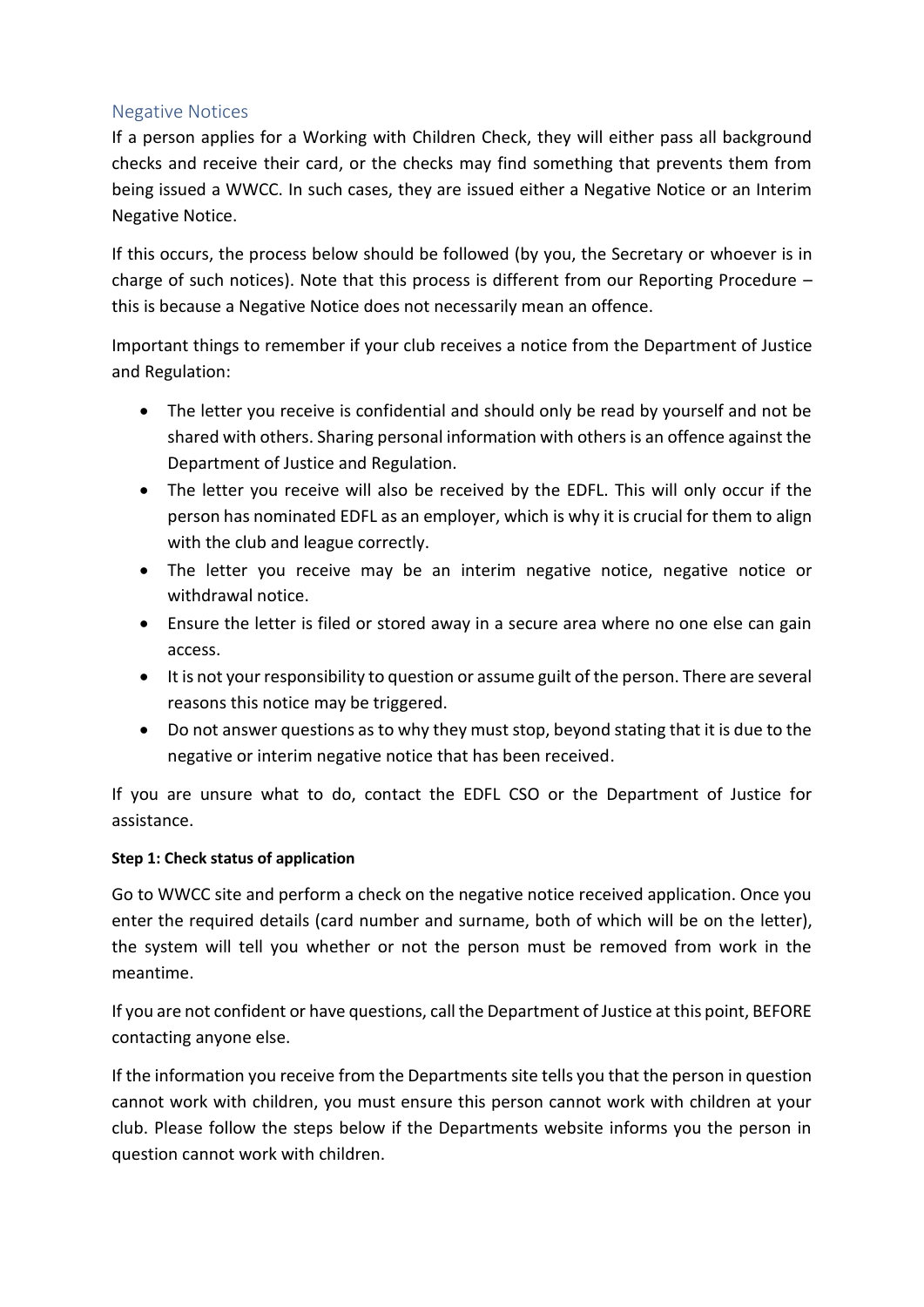## Negative Notices

If a person applies for a Working with Children Check, they will either pass all background checks and receive their card, or the checks may find something that prevents them from being issued a WWCC. In such cases, they are issued either a Negative Notice or an Interim Negative Notice.

If this occurs, the process below should be followed (by you, the Secretary or whoever is in charge of such notices). Note that this process is different from our Reporting Procedure – this is because a Negative Notice does not necessarily mean an offence.

Important things to remember if your club receives a notice from the Department of Justice and Regulation:

- The letter you receive is confidential and should only be read by yourself and not be shared with others. Sharing personal information with others is an offence against the Department of Justice and Regulation.
- The letter you receive will also be received by the EDFL. This will only occur if the person has nominated EDFL as an employer, which is why it is crucial for them to align with the club and league correctly.
- The letter you receive may be an interim negative notice, negative notice or withdrawal notice.
- Ensure the letter is filed or stored away in a secure area where no one else can gain access.
- It is not your responsibility to question or assume guilt of the person. There are several reasons this notice may be triggered.
- Do not answer questions as to why they must stop, beyond stating that it is due to the negative or interim negative notice that has been received.

If you are unsure what to do, contact the EDFL CSO or the Department of Justice for assistance.

**Step 1: Check status of application**

Go to WWCC site and perform a check on the negative notice received application. Once you enter the required details (card number and surname, both of which will be on the letter), the system will tell you whether or not the person must be removed from work in the meantime.

If you are not confident or have questions, call the Department of Justice at this point, BEFORE contacting anyone else.

If the information you receive from the Departments site tells you that the person in question cannot work with children, you must ensure this person cannot work with children at your club. Please follow the steps below if the Departments website informs you the person in question cannot work with children.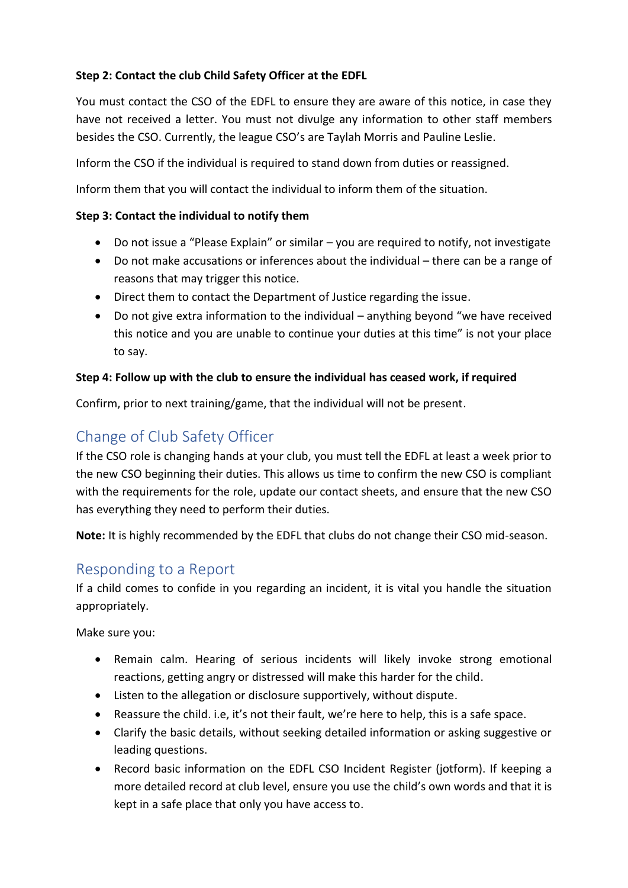**Step 2: Contact the club Child Safety Officer at the EDFL**

You must contact the CSO of the EDFL to ensure they are aware of this notice, in case they have not received a letter. You must not divulge any information to other staff members besides the CSO. Currently, the league CSO's are Taylah Morris and Pauline Leslie.

Inform the CSO if the individual is required to stand down from duties or reassigned.

Inform them that you will contact the individual to inform them of the situation.

**Step 3: Contact the individual to notify them**

- Do not issue a "Please Explain" or similar – you are required to notify, not investigate
- Do not make accusations or inferences about the individual – there can be a range of reasons that may trigger this notice.
- Direct them to contact the Department of Justice regarding the issue.
- Do not give extra information to the individual – anything beyond "we have received this notice and you are unable to continue your duties at this time" is not your place to say.

**Step 4: Follow up with the club to ensure the individual has ceased work, if required**

Confirm, prior to next training/game, that the individual will not be present.

## Change of Club Safety Officer

If the CSO role is changing hands at your club, you must tell the EDFL at least a week prior to the new CSO beginning their duties. This allows us time to confirm the new CSO is compliant with the requirements for the role, update our contact sheets, and ensure that the new CSO has everything they need to perform their duties.

**Note:** It is highly recommended by the EDFL that clubs do not change their CSO mid-season.

## Responding to a Report

If a child comes to confide in you regarding an incident, it is vital you handle the situation appropriately.

Make sure you:

- Remain calm. Hearing of serious incidents will likely invoke strong emotional reactions, getting angry or distressed will make this harder for the child.
- Listen to the allegation or disclosure supportively, without dispute.
- Reassure the child. i.e, it's not their fault, we're here to help, this is a safe space.
- Clarify the basic details, without seeking detailed information or asking suggestive or leading questions.
- Record basic information on the EDFL CSO Incident Register (jotform). If keeping a more detailed record at club level, ensure you use the child's own words and that it is kept in a safe place that only you have access to.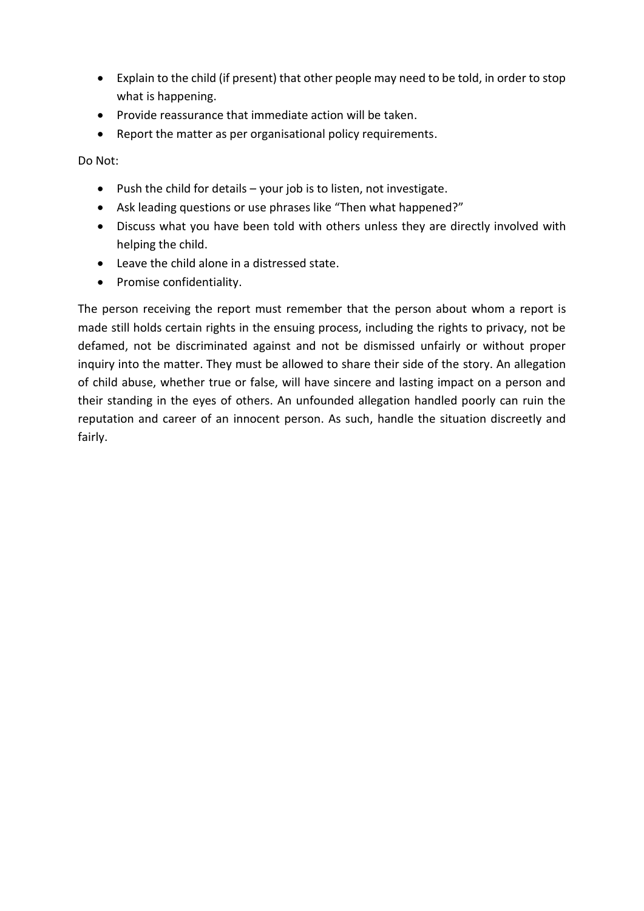- Explain to the child (if present) that other people may need to be told, in order to stop what is happening.
- Provide reassurance that immediate action will be taken.
- Report the matter as per organisational policy requirements.

Do Not:

- Push the child for details – your job is to listen, not investigate.
- Ask leading questions or use phrases like "Then what happened?"
- Discuss what you have been told with others unless they are directly involved with helping the child.
- Leave the child alone in a distressed state.
- Promise confidentiality.

The person receiving the report must remember that the person about whom a report is made still holds certain rights in the ensuing process, including the rights to privacy, not be defamed, not be discriminated against and not be dismissed unfairly or without proper inquiry into the matter. They must be allowed to share their side of the story. An allegation of child abuse, whether true or false, will have sincere and lasting impact on a person and their standing in the eyes of others. An unfounded allegation handled poorly can ruin the reputation and career of an innocent person. As such, handle the situation discreetly and fairly.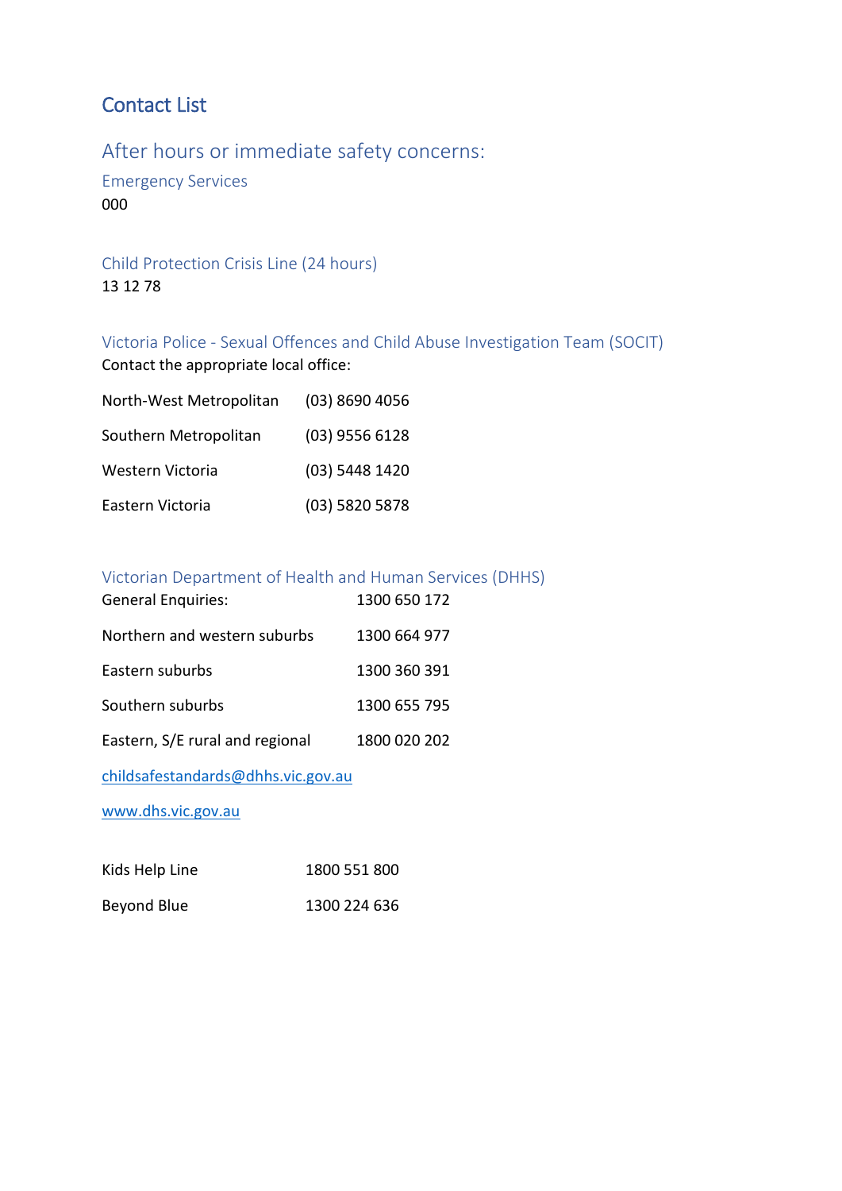# Contact List

## After hours or immediate safety concerns:

### Emergency Services

000

### Child Protection Crisis Line (24 hours)

13 12 78

### Victoria Police - Sexual Offences and Child Abuse Investigation Team (SOCIT)

Contact the appropriate local office:

| | |
|---|---|
| North-West Metropolitan | (03) 8690 4056 |
| Southern Metropolitan | (03) 9556 6128 |
| Western Victoria | (03) 5448 1420 |
| Eastern Victoria | (03) 5820 5878 |

### Victorian Department of Health and Human Services (DHHS)

| | |
|---|---|
| General Enquiries: | 1300 650 172 |
| Northern and western suburbs | 1300 664 977 |
| Eastern suburbs | 1300 360 391 |
| Southern suburbs | 1300 655 795 |
| Eastern, S/E rural and regional | 1800 020 202 |

childsafestandards@dhhs.vic.gov.au

www.dhs.vic.gov.au

| | |
|---|---|
| Kids Help Line | 1800 551 800 |
| Beyond Blue | 1300 224 636 |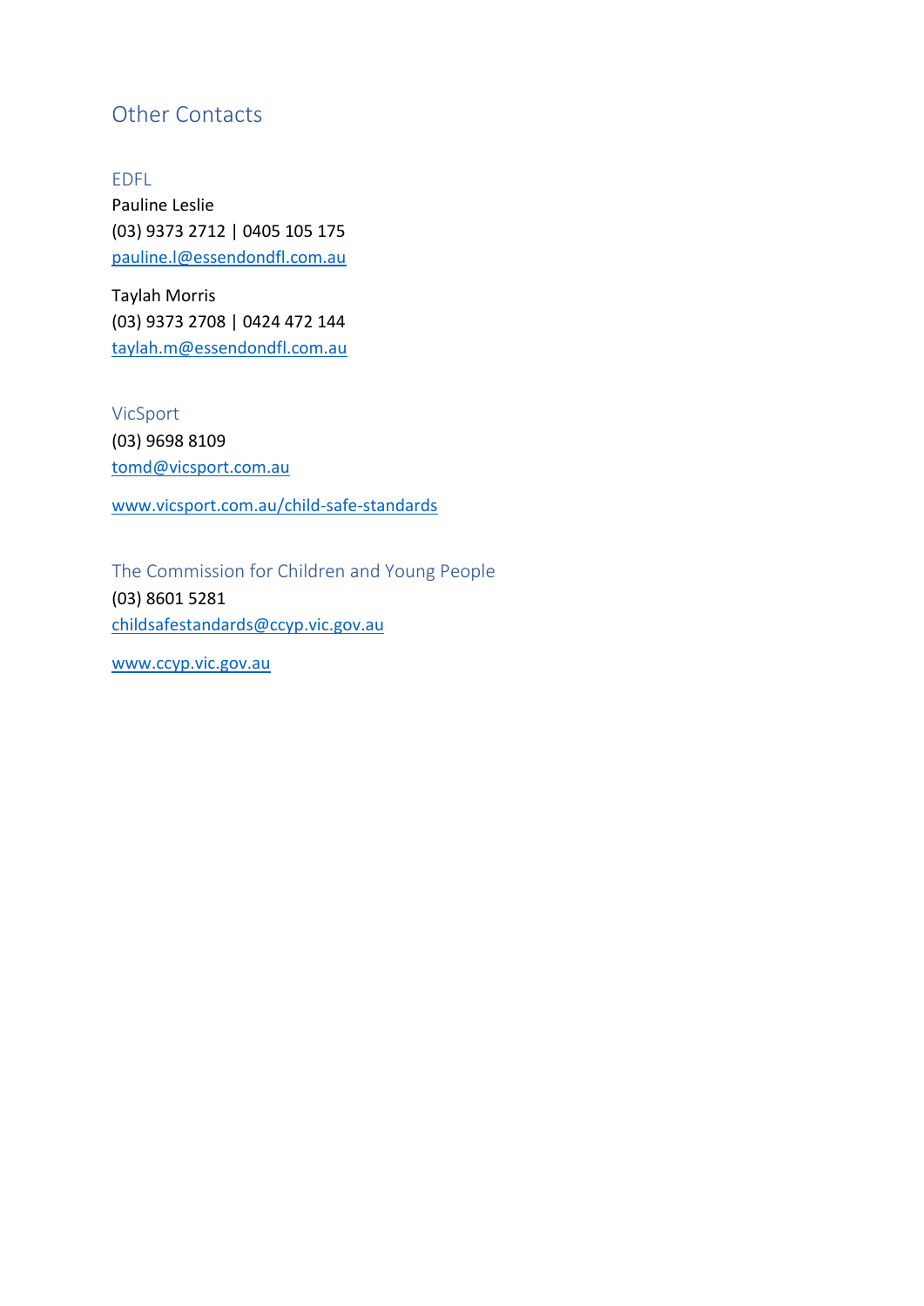## Other Contacts

### EDFL

Pauline Leslie
(03) 9373 2712 | 0405 105 175
pauline.l@essendondfl.com.au

Taylah Morris
(03) 9373 2708 | 0424 472 144
taylah.m@essendondfl.com.au

### VicSport

(03) 9698 8109
tomd@vicsport.com.au

www.vicsport.com.au/child-safe-standards

### The Commission for Children and Young People

(03) 8601 5281
childsafestandards@ccyp.vic.gov.au

www.ccyp.vic.gov.au